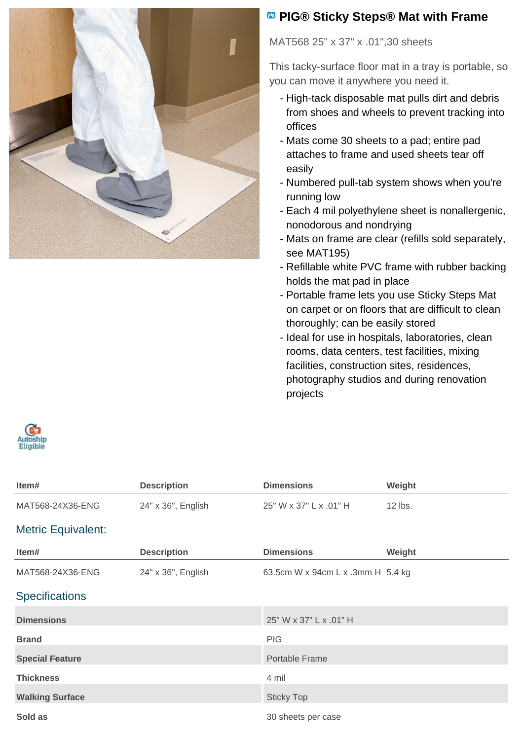# PIG® Sticky Steps® Mat with Frame

MAT568 25" x 37" x .01",30 sheets

This tacky-surface floor mat in a tray is portable, so you can move it anywhere you need it.

- High-tack disposable mat pulls dirt and debris from shoes and wheels to prevent tracking into offices
- Mats come 30 sheets to a pad; entire pad attaches to frame and used sheets tear off easily
- Numbered pull-tab system shows when you're running low
- Each 4 mil polyethylene sheet is nonallergenic, nonodorous and nondrying
- Mats on frame are clear (refills sold separately, see MAT195)
- Refillable white PVC frame with rubber backing holds the mat pad in place
- Portable frame lets you use Sticky Steps Mat on carpet or on floors that are difficult to clean thoroughly; can be easily stored
- Ideal for use in hospitals, laboratories, clean rooms, data centers, test facilities, mixing facilities, construction sites, residences, photography studios and during renovation projects

Autoship Eligible

| Item# | Description | Dimensions | Weight |
|---|---|---|---|
| MAT568-24X36-ENG | 24" x 36", English | 25" W x 37" L x .01" H | 12 lbs. |

## Metric Equivalent:

| Item# | Description | Dimensions | Weight |
|---|---|---|---|
| MAT568-24X36-ENG | 24" x 36", English | 63.5cm W x 94cm L x .3mm H | 5.4 kg |

## Specifications

| | |
|---|---|
| **Dimensions** | 25" W x 37" L x .01" H |
| **Brand** | PIG |
| **Special Feature** | Portable Frame |
| **Thickness** | 4 mil |
| **Walking Surface** | Sticky Top |
| **Sold as** | 30 sheets per case |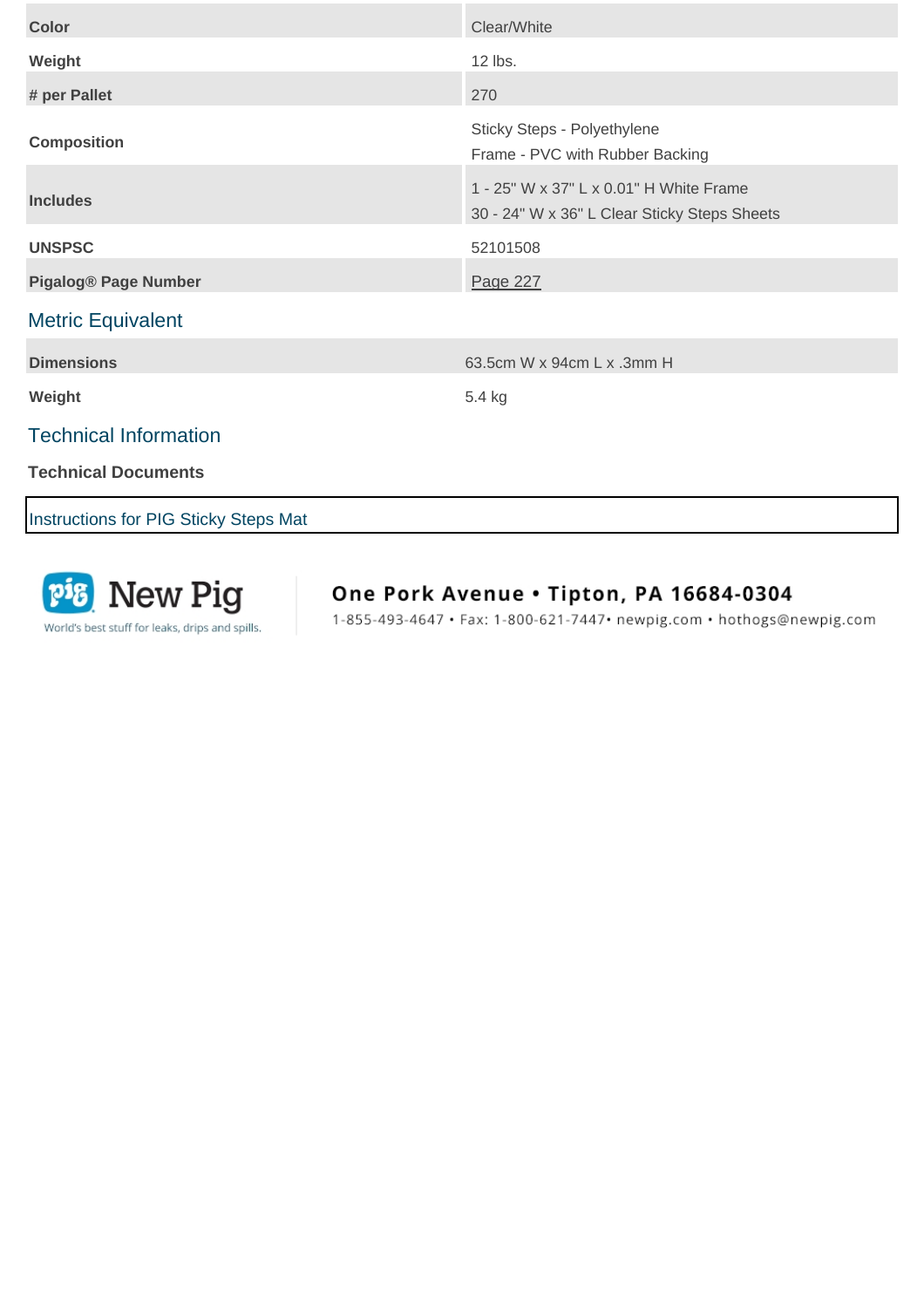| | |
|---|---|
| **Color** | Clear/White |
| **Weight** | 12 lbs. |
| **# per Pallet** | 270 |
| **Composition** | Sticky Steps - Polyethylene<br>Frame - PVC with Rubber Backing |
| **Includes** | 1 - 25" W x 37" L x 0.01" H White Frame<br>30 - 24" W x 36" L Clear Sticky Steps Sheets |
| **UNSPSC** | 52101508 |
| **Pigalog® Page Number** | Page 227 |

## Metric Equivalent

| | |
|---|---|
| **Dimensions** | 63.5cm W x 94cm L x .3mm H |
| **Weight** | 5.4 kg |

## Technical Information

**Technical Documents**

Instructions for PIG Sticky Steps Mat

New Pig
World's best stuff for leaks, drips and spills.

**One Pork Avenue • Tipton, PA 16684-0304**
1-855-493-4647 • Fax: 1-800-621-7447• newpig.com • hothogs@newpig.com